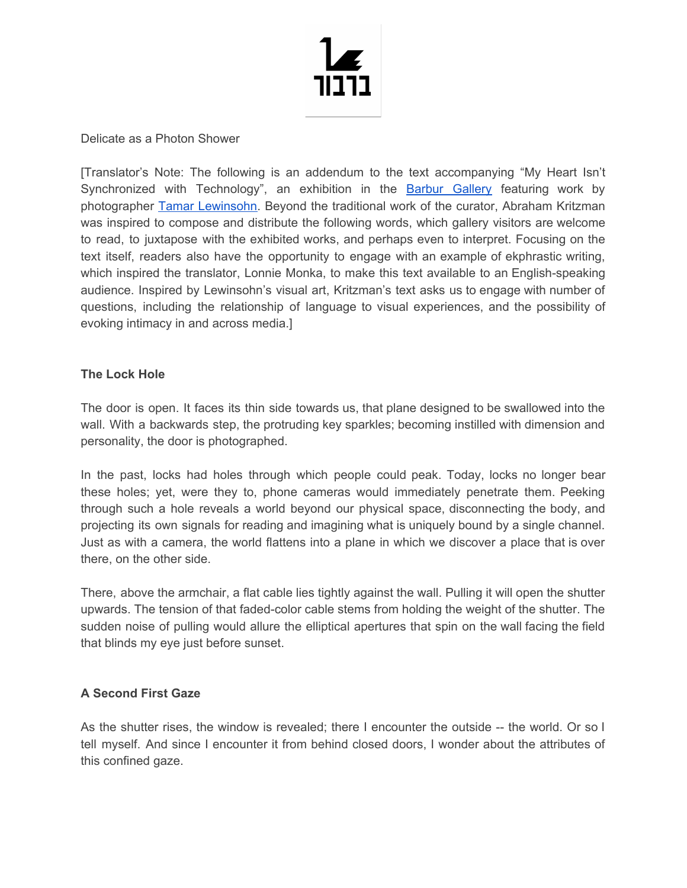Delicate as a Photon Shower

[Translator's Note: The following is an addendum to the text accompanying "My Heart Isn't Synchronized with Technology", an exhibition in the Barbur Gallery featuring work by photographer Tamar Lewinsohn. Beyond the traditional work of the curator, Abraham Kritzman was inspired to compose and distribute the following words, which gallery visitors are welcome to read, to juxtapose with the exhibited works, and perhaps even to interpret. Focusing on the text itself, readers also have the opportunity to engage with an example of ekphrastic writing, which inspired the translator, Lonnie Monka, to make this text available to an English-speaking audience. Inspired by Lewinsohn's visual art, Kritzman's text asks us to engage with number of questions, including the relationship of language to visual experiences, and the possibility of evoking intimacy in and across media.]

**The Lock Hole**

The door is open. It faces its thin side towards us, that plane designed to be swallowed into the wall. With a backwards step, the protruding key sparkles; becoming instilled with dimension and personality, the door is photographed.

In the past, locks had holes through which people could peak. Today, locks no longer bear these holes; yet, were they to, phone cameras would immediately penetrate them. Peeking through such a hole reveals a world beyond our physical space, disconnecting the body, and projecting its own signals for reading and imagining what is uniquely bound by a single channel. Just as with a camera, the world flattens into a plane in which we discover a place that is over there, on the other side.

There, above the armchair, a flat cable lies tightly against the wall. Pulling it will open the shutter upwards. The tension of that faded-color cable stems from holding the weight of the shutter. The sudden noise of pulling would allure the elliptical apertures that spin on the wall facing the field that blinds my eye just before sunset.

**A Second First Gaze**

As the shutter rises, the window is revealed; there I encounter the outside -- the world. Or so I tell myself. And since I encounter it from behind closed doors, I wonder about the attributes of this confined gaze.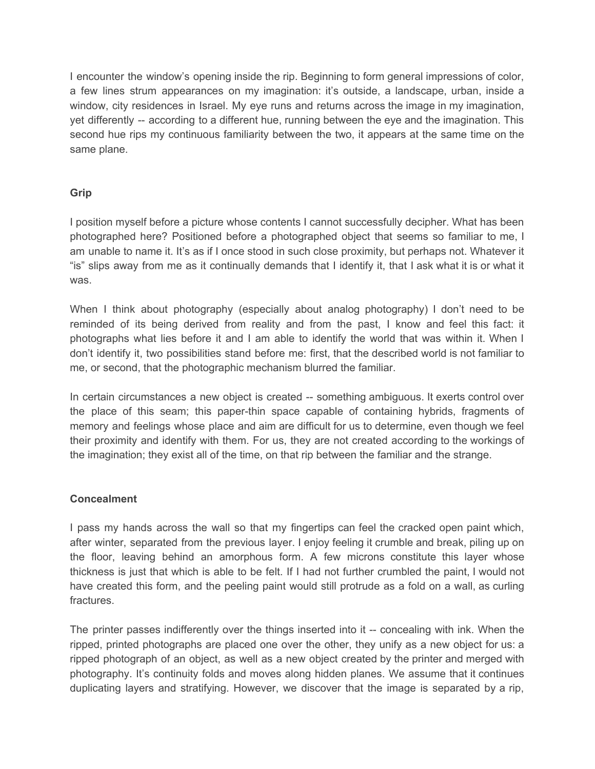I encounter the window's opening inside the rip. Beginning to form general impressions of color, a few lines strum appearances on my imagination: it's outside, a landscape, urban, inside a window, city residences in Israel. My eye runs and returns across the image in my imagination, yet differently -- according to a different hue, running between the eye and the imagination. This second hue rips my continuous familiarity between the two, it appears at the same time on the same plane.

## Grip

I position myself before a picture whose contents I cannot successfully decipher. What has been photographed here? Positioned before a photographed object that seems so familiar to me, I am unable to name it. It's as if I once stood in such close proximity, but perhaps not. Whatever it "is" slips away from me as it continually demands that I identify it, that I ask what it is or what it was.

When I think about photography (especially about analog photography) I don't need to be reminded of its being derived from reality and from the past, I know and feel this fact: it photographs what lies before it and I am able to identify the world that was within it. When I don't identify it, two possibilities stand before me: first, that the described world is not familiar to me, or second, that the photographic mechanism blurred the familiar.

In certain circumstances a new object is created -- something ambiguous. It exerts control over the place of this seam; this paper-thin space capable of containing hybrids, fragments of memory and feelings whose place and aim are difficult for us to determine, even though we feel their proximity and identify with them. For us, they are not created according to the workings of the imagination; they exist all of the time, on that rip between the familiar and the strange.

## Concealment

I pass my hands across the wall so that my fingertips can feel the cracked open paint which, after winter, separated from the previous layer. I enjoy feeling it crumble and break, piling up on the floor, leaving behind an amorphous form. A few microns constitute this layer whose thickness is just that which is able to be felt. If I had not further crumbled the paint, I would not have created this form, and the peeling paint would still protrude as a fold on a wall, as curling fractures.

The printer passes indifferently over the things inserted into it -- concealing with ink. When the ripped, printed photographs are placed one over the other, they unify as a new object for us: a ripped photograph of an object, as well as a new object created by the printer and merged with photography. It's continuity folds and moves along hidden planes. We assume that it continues duplicating layers and stratifying. However, we discover that the image is separated by a rip,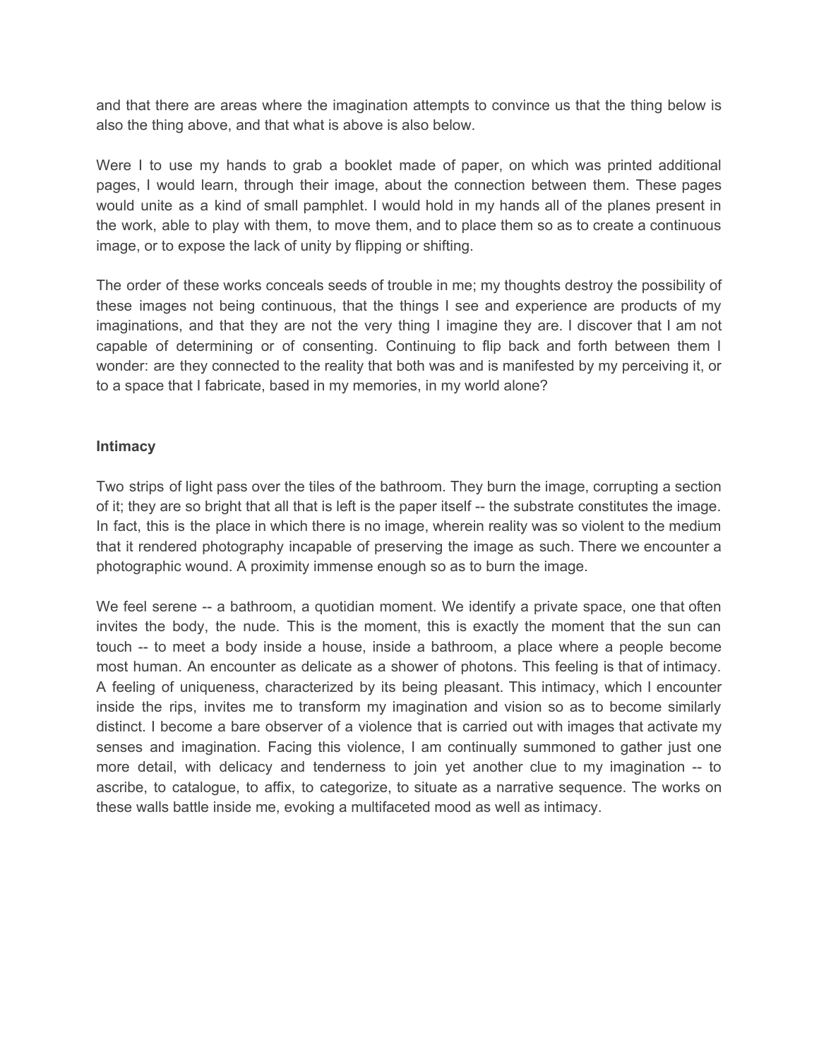and that there are areas where the imagination attempts to convince us that the thing below is also the thing above, and that what is above is also below.

Were I to use my hands to grab a booklet made of paper, on which was printed additional pages, I would learn, through their image, about the connection between them. These pages would unite as a kind of small pamphlet. I would hold in my hands all of the planes present in the work, able to play with them, to move them, and to place them so as to create a continuous image, or to expose the lack of unity by flipping or shifting.

The order of these works conceals seeds of trouble in me; my thoughts destroy the possibility of these images not being continuous, that the things I see and experience are products of my imaginations, and that they are not the very thing I imagine they are. I discover that I am not capable of determining or of consenting. Continuing to flip back and forth between them I wonder: are they connected to the reality that both was and is manifested by my perceiving it, or to a space that I fabricate, based in my memories, in my world alone?

**Intimacy**

Two strips of light pass over the tiles of the bathroom. They burn the image, corrupting a section of it; they are so bright that all that is left is the paper itself -- the substrate constitutes the image. In fact, this is the place in which there is no image, wherein reality was so violent to the medium that it rendered photography incapable of preserving the image as such. There we encounter a photographic wound. A proximity immense enough so as to burn the image.

We feel serene -- a bathroom, a quotidian moment. We identify a private space, one that often invites the body, the nude. This is the moment, this is exactly the moment that the sun can touch -- to meet a body inside a house, inside a bathroom, a place where a people become most human. An encounter as delicate as a shower of photons. This feeling is that of intimacy. A feeling of uniqueness, characterized by its being pleasant. This intimacy, which I encounter inside the rips, invites me to transform my imagination and vision so as to become similarly distinct. I become a bare observer of a violence that is carried out with images that activate my senses and imagination. Facing this violence, I am continually summoned to gather just one more detail, with delicacy and tenderness to join yet another clue to my imagination -- to ascribe, to catalogue, to affix, to categorize, to situate as a narrative sequence. The works on these walls battle inside me, evoking a multifaceted mood as well as intimacy.